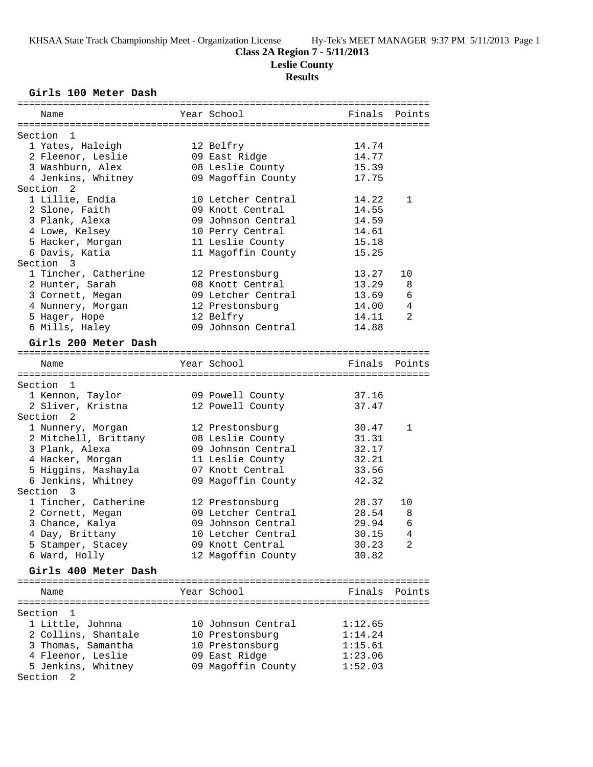**Class 2A Region 7 - 5/11/2013**

**Leslie County**

**Results**

## Girls 100 Meter Dash

| Name | Year | School | Finals | Points |
|---|---|---|---|---|
| **Section 1** | | | | |
| 1 Yates, Haleigh | 12 | Belfry | 14.74 | |
| 2 Fleenor, Leslie | 09 | East Ridge | 14.77 | |
| 3 Washburn, Alex | 08 | Leslie County | 15.39 | |
| 4 Jenkins, Whitney | 09 | Magoffin County | 17.75 | |
| **Section 2** | | | | |
| 1 Lillie, Endia | 10 | Letcher Central | 14.22 | 1 |
| 2 Slone, Faith | 09 | Knott Central | 14.55 | |
| 3 Plank, Alexa | 09 | Johnson Central | 14.59 | |
| 4 Lowe, Kelsey | 10 | Perry Central | 14.61 | |
| 5 Hacker, Morgan | 11 | Leslie County | 15.18 | |
| 6 Davis, Katia | 11 | Magoffin County | 15.25 | |
| **Section 3** | | | | |
| 1 Tincher, Catherine | 12 | Prestonsburg | 13.27 | 10 |
| 2 Hunter, Sarah | 08 | Knott Central | 13.29 | 8 |
| 3 Cornett, Megan | 09 | Letcher Central | 13.69 | 6 |
| 4 Nunnery, Morgan | 12 | Prestonsburg | 14.00 | 4 |
| 5 Hager, Hope | 12 | Belfry | 14.11 | 2 |
| 6 Mills, Haley | 09 | Johnson Central | 14.88 | |

## Girls 200 Meter Dash

| Name | Year | School | Finals | Points |
|---|---|---|---|---|
| **Section 1** | | | | |
| 1 Kennon, Taylor | 09 | Powell County | 37.16 | |
| 2 Sliver, Kristna | 12 | Powell County | 37.47 | |
| **Section 2** | | | | |
| 1 Nunnery, Morgan | 12 | Prestonsburg | 30.47 | 1 |
| 2 Mitchell, Brittany | 08 | Leslie County | 31.31 | |
| 3 Plank, Alexa | 09 | Johnson Central | 32.17 | |
| 4 Hacker, Morgan | 11 | Leslie County | 32.21 | |
| 5 Higgins, Mashayla | 07 | Knott Central | 33.56 | |
| 6 Jenkins, Whitney | 09 | Magoffin County | 42.32 | |
| **Section 3** | | | | |
| 1 Tincher, Catherine | 12 | Prestonsburg | 28.37 | 10 |
| 2 Cornett, Megan | 09 | Letcher Central | 28.54 | 8 |
| 3 Chance, Kalya | 09 | Johnson Central | 29.94 | 6 |
| 4 Day, Brittany | 10 | Letcher Central | 30.15 | 4 |
| 5 Stamper, Stacey | 09 | Knott Central | 30.23 | 2 |
| 6 Ward, Holly | 12 | Magoffin County | 30.82 | |

## Girls 400 Meter Dash

| Name | Year | School | Finals | Points |
|---|---|---|---|---|
| **Section 1** | | | | |
| 1 Little, Johnna | 10 | Johnson Central | 1:12.65 | |
| 2 Collins, Shantale | 10 | Prestonsburg | 1:14.24 | |
| 3 Thomas, Samantha | 10 | Prestonsburg | 1:15.61 | |
| 4 Fleenor, Leslie | 09 | East Ridge | 1:23.06 | |
| 5 Jenkins, Whitney | 09 | Magoffin County | 1:52.03 | |
| **Section 2** | | | | |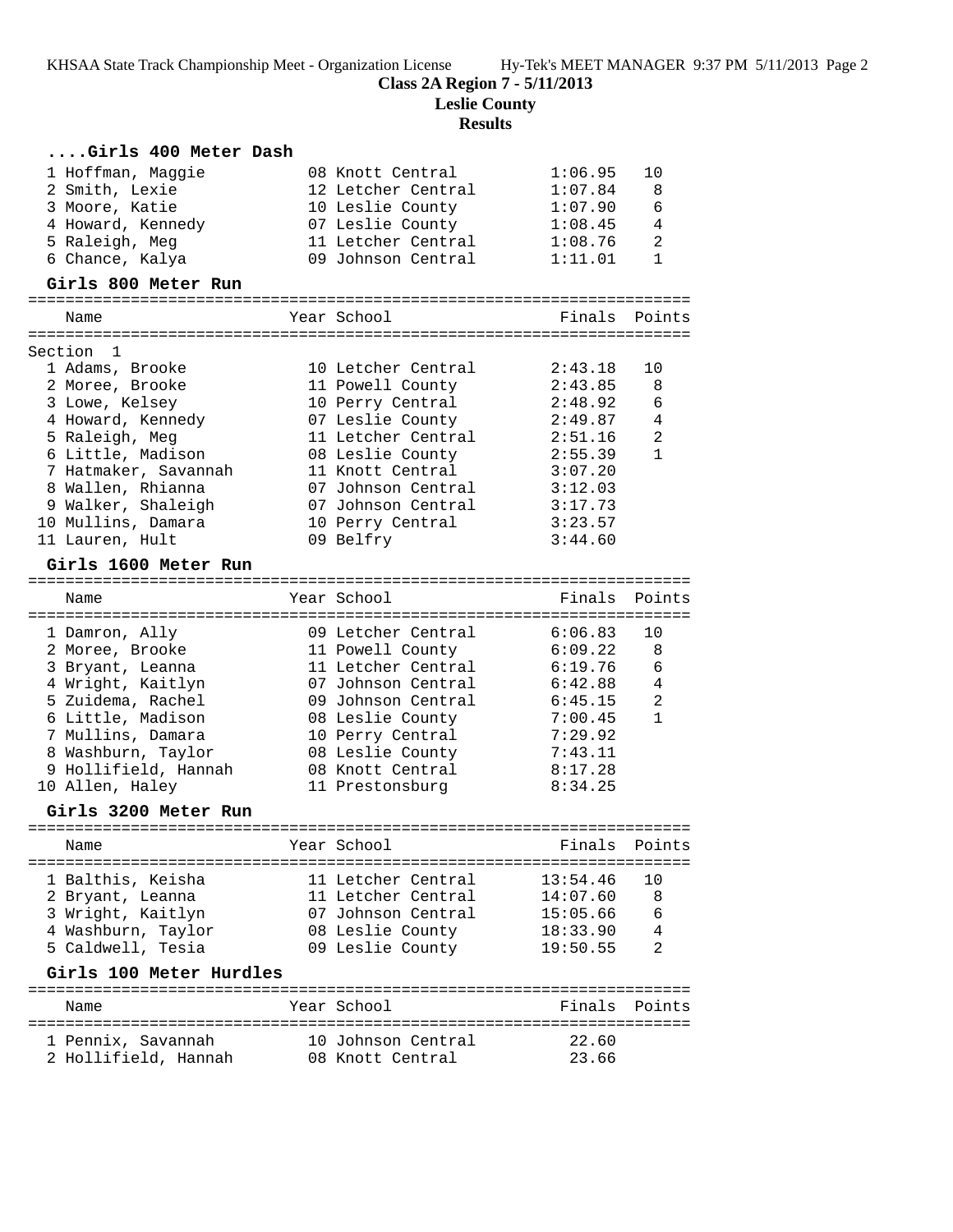**Class 2A Region 7 - 5/11/2013**

**Leslie County**

**Results**

### ....Girls 400 Meter Dash

| Place | Name | Year | School | Finals | Points |
|---|---|---|---|---|---|
| 1 | Hoffman, Maggie | 08 | Knott Central | 1:06.95 | 10 |
| 2 | Smith, Lexie | 12 | Letcher Central | 1:07.84 | 8 |
| 3 | Moore, Katie | 10 | Leslie County | 1:07.90 | 6 |
| 4 | Howard, Kennedy | 07 | Leslie County | 1:08.45 | 4 |
| 5 | Raleigh, Meg | 11 | Letcher Central | 1:08.76 | 2 |
| 6 | Chance, Kalya | 09 | Johnson Central | 1:11.01 | 1 |

### Girls 800 Meter Run

Section 1

| Place | Name | Year | School | Finals | Points |
|---|---|---|---|---|---|
| 1 | Adams, Brooke | 10 | Letcher Central | 2:43.18 | 10 |
| 2 | Moree, Brooke | 11 | Powell County | 2:43.85 | 8 |
| 3 | Lowe, Kelsey | 10 | Perry Central | 2:48.92 | 6 |
| 4 | Howard, Kennedy | 07 | Leslie County | 2:49.87 | 4 |
| 5 | Raleigh, Meg | 11 | Letcher Central | 2:51.16 | 2 |
| 6 | Little, Madison | 08 | Leslie County | 2:55.39 | 1 |
| 7 | Hatmaker, Savannah | 11 | Knott Central | 3:07.20 | |
| 8 | Wallen, Rhianna | 07 | Johnson Central | 3:12.03 | |
| 9 | Walker, Shaleigh | 07 | Johnson Central | 3:17.73 | |
| 10 | Mullins, Damara | 10 | Perry Central | 3:23.57 | |
| 11 | Lauren, Hult | 09 | Belfry | 3:44.60 | |

### Girls 1600 Meter Run

| Place | Name | Year | School | Finals | Points |
|---|---|---|---|---|---|
| 1 | Damron, Ally | 09 | Letcher Central | 6:06.83 | 10 |
| 2 | Moree, Brooke | 11 | Powell County | 6:09.22 | 8 |
| 3 | Bryant, Leanna | 11 | Letcher Central | 6:19.76 | 6 |
| 4 | Wright, Kaitlyn | 07 | Johnson Central | 6:42.88 | 4 |
| 5 | Zuidema, Rachel | 09 | Johnson Central | 6:45.15 | 2 |
| 6 | Little, Madison | 08 | Leslie County | 7:00.45 | 1 |
| 7 | Mullins, Damara | 10 | Perry Central | 7:29.92 | |
| 8 | Washburn, Taylor | 08 | Leslie County | 7:43.11 | |
| 9 | Hollifield, Hannah | 08 | Knott Central | 8:17.28 | |
| 10 | Allen, Haley | 11 | Prestonsburg | 8:34.25 | |

### Girls 3200 Meter Run

| Place | Name | Year | School | Finals | Points |
|---|---|---|---|---|---|
| 1 | Balthis, Keisha | 11 | Letcher Central | 13:54.46 | 10 |
| 2 | Bryant, Leanna | 11 | Letcher Central | 14:07.60 | 8 |
| 3 | Wright, Kaitlyn | 07 | Johnson Central | 15:05.66 | 6 |
| 4 | Washburn, Taylor | 08 | Leslie County | 18:33.90 | 4 |
| 5 | Caldwell, Tesia | 09 | Leslie County | 19:50.55 | 2 |

### Girls 100 Meter Hurdles

| Place | Name | Year | School | Finals | Points |
|---|---|---|---|---|---|
| 1 | Pennix, Savannah | 10 | Johnson Central | 22.60 | |
| 2 | Hollifield, Hannah | 08 | Knott Central | 23.66 | |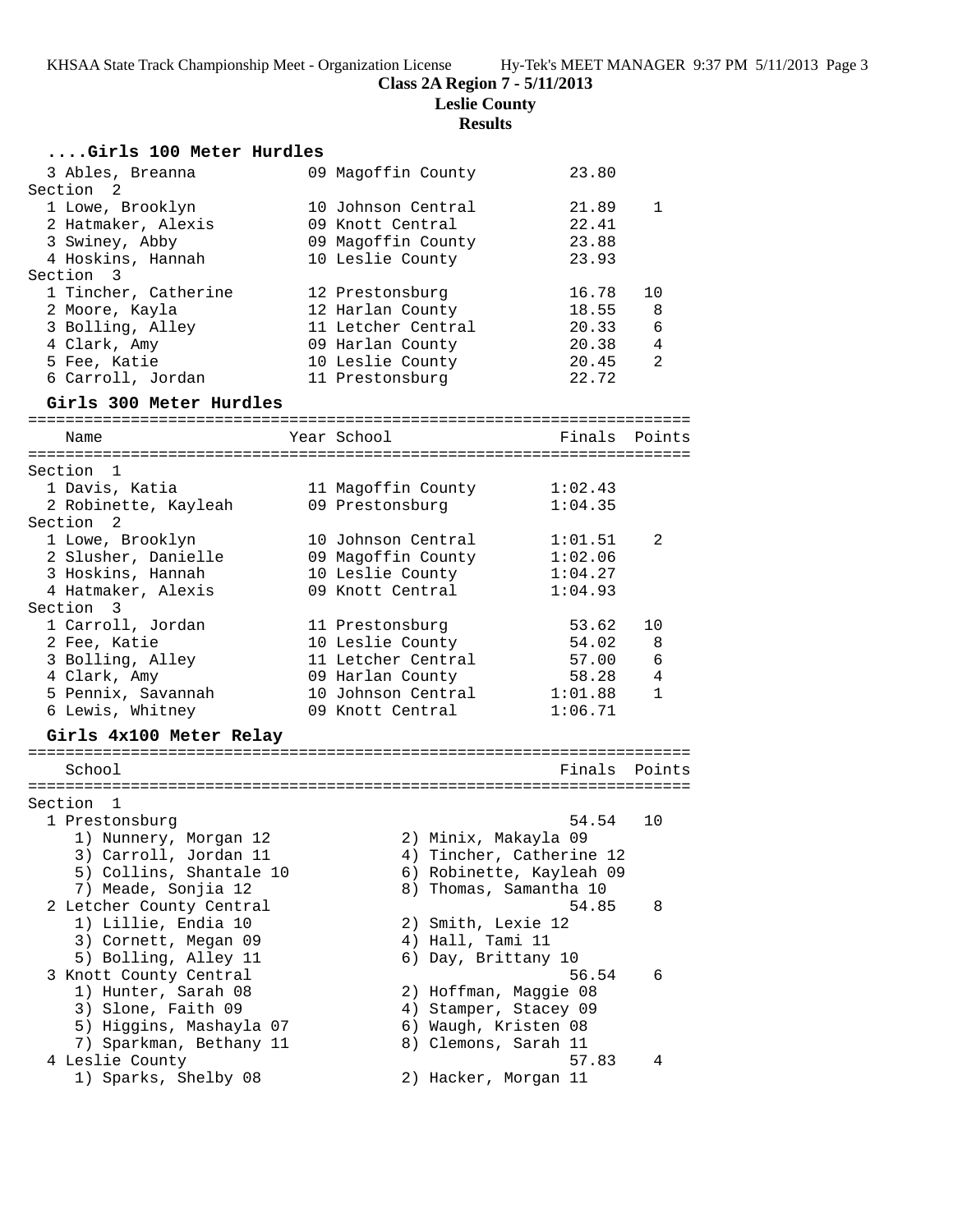**Class 2A Region 7 - 5/11/2013**
**Leslie County**
**Results**

### ....Girls 100 Meter Hurdles

| Name | Year | School | Finals | Points |
|---|---|---|---|---|
| 3 Ables, Breanna | 09 | Magoffin County | 23.80 | |
| **Section 2** | | | | |
| 1 Lowe, Brooklyn | 10 | Johnson Central | 21.89 | 1 |
| 2 Hatmaker, Alexis | 09 | Knott Central | 22.41 | |
| 3 Swiney, Abby | 09 | Magoffin County | 23.88 | |
| 4 Hoskins, Hannah | 10 | Leslie County | 23.93 | |
| **Section 3** | | | | |
| 1 Tincher, Catherine | 12 | Prestonsburg | 16.78 | 10 |
| 2 Moore, Kayla | 12 | Harlan County | 18.55 | 8 |
| 3 Bolling, Alley | 11 | Letcher Central | 20.33 | 6 |
| 4 Clark, Amy | 09 | Harlan County | 20.38 | 4 |
| 5 Fee, Katie | 10 | Leslie County | 20.45 | 2 |
| 6 Carroll, Jordan | 11 | Prestonsburg | 22.72 | |

### Girls 300 Meter Hurdles

| Name | Year | School | Finals | Points |
|---|---|---|---|---|
| **Section 1** | | | | |
| 1 Davis, Katia | 11 | Magoffin County | 1:02.43 | |
| 2 Robinette, Kayleah | 09 | Prestonsburg | 1:04.35 | |
| **Section 2** | | | | |
| 1 Lowe, Brooklyn | 10 | Johnson Central | 1:01.51 | 2 |
| 2 Slusher, Danielle | 09 | Magoffin County | 1:02.06 | |
| 3 Hoskins, Hannah | 10 | Leslie County | 1:04.27 | |
| 4 Hatmaker, Alexis | 09 | Knott Central | 1:04.93 | |
| **Section 3** | | | | |
| 1 Carroll, Jordan | 11 | Prestonsburg | 53.62 | 10 |
| 2 Fee, Katie | 10 | Leslie County | 54.02 | 8 |
| 3 Bolling, Alley | 11 | Letcher Central | 57.00 | 6 |
| 4 Clark, Amy | 09 | Harlan County | 58.28 | 4 |
| 5 Pennix, Savannah | 10 | Johnson Central | 1:01.88 | 1 |
| 6 Lewis, Whitney | 09 | Knott Central | 1:06.71 | |

### Girls 4x100 Meter Relay

| School | Finals | Points |
|---|---|---|
| **Section 1** | | |
| 1 Prestonsburg | 54.54 | 10 |
| 1) Nunnery, Morgan 12; 2) Minix, Makayla 09; 3) Carroll, Jordan 11; 4) Tincher, Catherine 12; 5) Collins, Shantale 10; 6) Robinette, Kayleah 09; 7) Meade, Sonjia 12; 8) Thomas, Samantha 10 | | |
| 2 Letcher County Central | 54.85 | 8 |
| 1) Lillie, Endia 10; 2) Smith, Lexie 12; 3) Cornett, Megan 09; 4) Hall, Tami 11; 5) Bolling, Alley 11; 6) Day, Brittany 10 | | |
| 3 Knott County Central | 56.54 | 6 |
| 1) Hunter, Sarah 08; 2) Hoffman, Maggie 08; 3) Slone, Faith 09; 4) Stamper, Stacey 09; 5) Higgins, Mashayla 07; 6) Waugh, Kristen 08; 7) Sparkman, Bethany 11; 8) Clemons, Sarah 11 | | |
| 4 Leslie County | 57.83 | 4 |
| 1) Sparks, Shelby 08; 2) Hacker, Morgan 11 | | |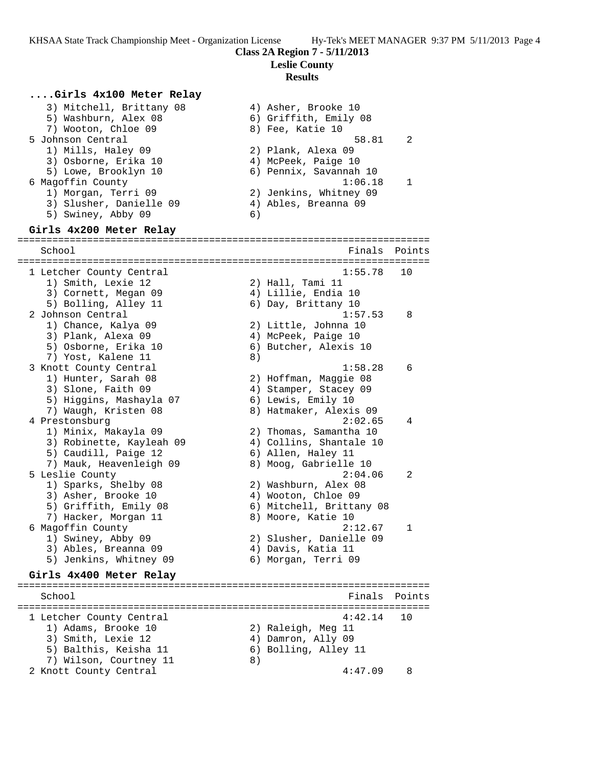**Class 2A Region 7 - 5/11/2013**

**Leslie County**

**Results**

### ....Girls 4x100 Meter Relay

```
   3) Mitchell, Brittany 08          4) Asher, Brooke 10
   5) Washburn, Alex 08              6) Griffith, Emily 08
   7) Wooton, Chloe 09               8) Fee, Katie 10
 5 Johnson Central                             58.81    2
   1) Mills, Haley 09                2) Plank, Alexa 09
   3) Osborne, Erika 10              4) McPeek, Paige 10
   5) Lowe, Brooklyn 10              6) Pennix, Savannah 10
 6 Magoffin County                           1:06.18    1
   1) Morgan, Terri 09               2) Jenkins, Whitney 09
   3) Slusher, Danielle 09           4) Ables, Breanna 09
   5) Swiney, Abby 09                6)
```

### Girls 4x200 Meter Relay

```
=======================================================================
    School                                           Finals  Points
=======================================================================
 1 Letcher County Central                          1:55.78   10
   1) Smith, Lexie 12                2) Hall, Tami 11
   3) Cornett, Megan 09              4) Lillie, Endia 10
   5) Bolling, Alley 11              6) Day, Brittany 10
 2 Johnson Central                                 1:57.53    8
   1) Chance, Kalya 09               2) Little, Johnna 10
   3) Plank, Alexa 09                4) McPeek, Paige 10
   5) Osborne, Erika 10              6) Butcher, Alexis 10
   7) Yost, Kalene 11                8)
 3 Knott County Central                            1:58.28    6
   1) Hunter, Sarah 08               2) Hoffman, Maggie 08
   3) Slone, Faith 09                4) Stamper, Stacey 09
   5) Higgins, Mashayla 07           6) Lewis, Emily 10
   7) Waugh, Kristen 08              8) Hatmaker, Alexis 09
 4 Prestonsburg                                    2:02.65    4
   1) Minix, Makayla 09              2) Thomas, Samantha 10
   3) Robinette, Kayleah 09          4) Collins, Shantale 10
   5) Caudill, Paige 12              6) Allen, Haley 11
   7) Mauk, Heavenleigh 09           8) Moog, Gabrielle 10
 5 Leslie County                                   2:04.06    2
   1) Sparks, Shelby 08              2) Washburn, Alex 08
   3) Asher, Brooke 10               4) Wooton, Chloe 09
   5) Griffith, Emily 08             6) Mitchell, Brittany 08
   7) Hacker, Morgan 11              8) Moore, Katie 10
 6 Magoffin County                                 2:12.67    1
   1) Swiney, Abby 09                2) Slusher, Danielle 09
   3) Ables, Breanna 09              4) Davis, Katia 11
   5) Jenkins, Whitney 09            6) Morgan, Terri 09
```

### Girls 4x400 Meter Relay

```
=======================================================================
    School                                           Finals  Points
=======================================================================
 1 Letcher County Central                          4:42.14   10
   1) Adams, Brooke 10               2) Raleigh, Meg 11
   3) Smith, Lexie 12                4) Damron, Ally 09
   5) Balthis, Keisha 11             6) Bolling, Alley 11
   7) Wilson, Courtney 11            8)
 2 Knott County Central                            4:47.09    8
```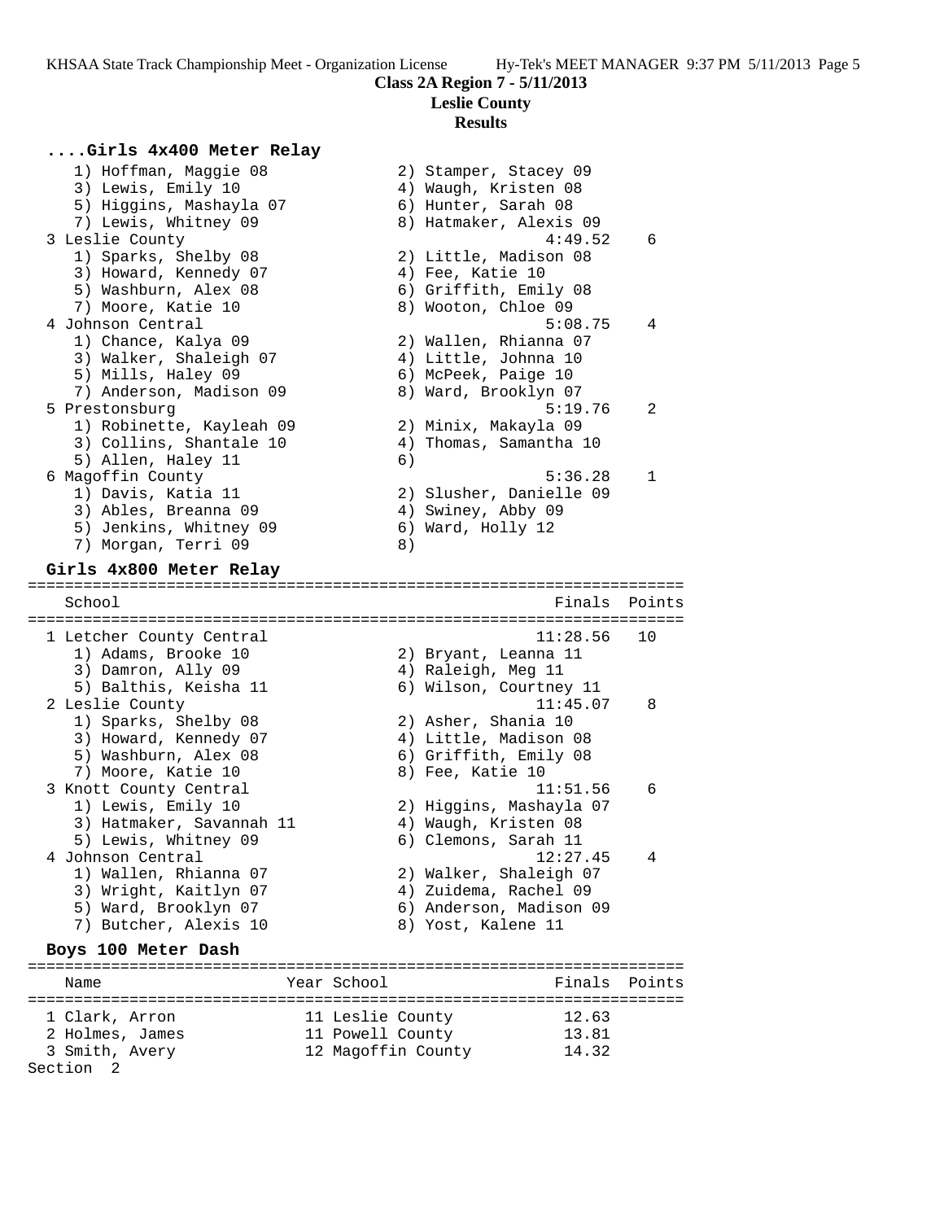**Class 2A Region 7 - 5/11/2013**
**Leslie County**
**Results**

### ....Girls 4x400 Meter Relay

```
    1) Hoffman, Maggie 08              2) Stamper, Stacey 09
    3) Lewis, Emily 10                 4) Waugh, Kristen 08
    5) Higgins, Mashayla 07            6) Hunter, Sarah 08
    7) Lewis, Whitney 09               8) Hatmaker, Alexis 09
  3 Leslie County                                4:49.52    6
    1) Sparks, Shelby 08               2) Little, Madison 08
    3) Howard, Kennedy 07              4) Fee, Katie 10
    5) Washburn, Alex 08               6) Griffith, Emily 08
    7) Moore, Katie 10                 8) Wooton, Chloe 09
  4 Johnson Central                              5:08.75    4
    1) Chance, Kalya 09                2) Wallen, Rhianna 07
    3) Walker, Shaleigh 07             4) Little, Johnna 10
    5) Mills, Haley 09                 6) McPeek, Paige 10
    7) Anderson, Madison 09            8) Ward, Brooklyn 07
  5 Prestonsburg                                 5:19.76    2
    1) Robinette, Kayleah 09           2) Minix, Makayla 09
    3) Collins, Shantale 10            4) Thomas, Samantha 10
    5) Allen, Haley 11                 6)
  6 Magoffin County                              5:36.28    1
    1) Davis, Katia 11                 2) Slusher, Danielle 09
    3) Ables, Breanna 09               4) Swiney, Abby 09
    5) Jenkins, Whitney 09             6) Ward, Holly 12
    7) Morgan, Terri 09                8)
```

### Girls 4x800 Meter Relay

```
=======================================================================
   School                                            Finals  Points
=======================================================================
  1 Letcher County Central                         11:28.56   10
    1) Adams, Brooke 10                2) Bryant, Leanna 11
    3) Damron, Ally 09                 4) Raleigh, Meg 11
    5) Balthis, Keisha 11              6) Wilson, Courtney 11
  2 Leslie County                                  11:45.07    8
    1) Sparks, Shelby 08               2) Asher, Shania 10
    3) Howard, Kennedy 07              4) Little, Madison 08
    5) Washburn, Alex 08               6) Griffith, Emily 08
    7) Moore, Katie 10                 8) Fee, Katie 10
  3 Knott County Central                           11:51.56    6
    1) Lewis, Emily 10                 2) Higgins, Mashayla 07
    3) Hatmaker, Savannah 11           4) Waugh, Kristen 08
    5) Lewis, Whitney 09               6) Clemons, Sarah 11
  4 Johnson Central                                12:27.45    4
    1) Wallen, Rhianna 07              2) Walker, Shaleigh 07
    3) Wright, Kaitlyn 07              4) Zuidema, Rachel 09
    5) Ward, Brooklyn 07               6) Anderson, Madison 09
    7) Butcher, Alexis 10              8) Yost, Kalene 11
```

### Boys 100 Meter Dash

```
=======================================================================
   Name                    Year School                Finals  Points
=======================================================================
  1 Clark, Arron             11 Leslie County            12.63
  2 Holmes, James            11 Powell County            13.81
  3 Smith, Avery             12 Magoffin County          14.32
Section  2
```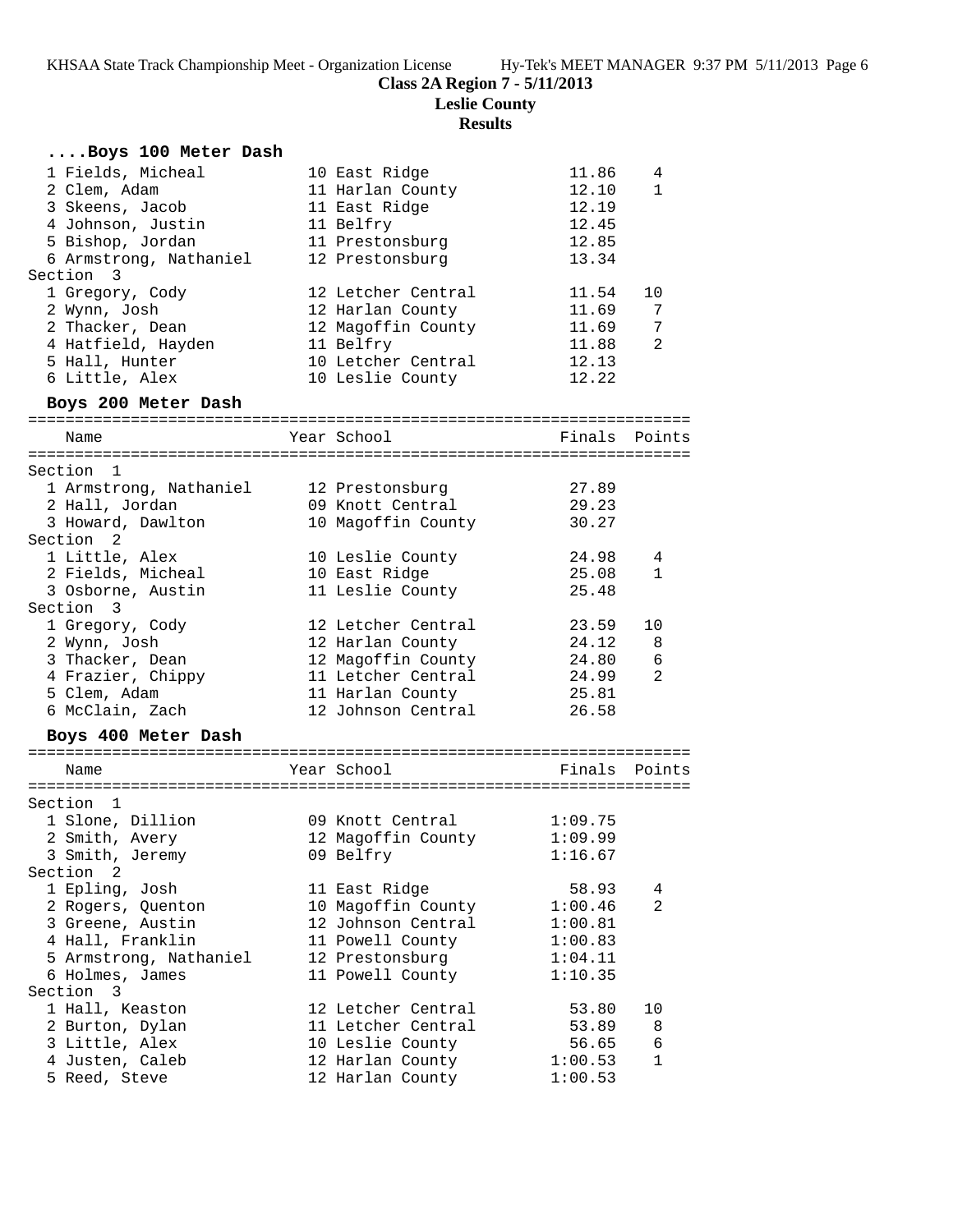### ....Boys 100 Meter Dash

| Place | Name | Year | School | Finals | Points |
|---|---|---|---|---|---|
| 1 | Fields, Micheal | 10 | East Ridge | 11.86 | 4 |
| 2 | Clem, Adam | 11 | Harlan County | 12.10 | 1 |
| 3 | Skeens, Jacob | 11 | East Ridge | 12.19 | |
| 4 | Johnson, Justin | 11 | Belfry | 12.45 | |
| 5 | Bishop, Jordan | 11 | Prestonsburg | 12.85 | |
| 6 | Armstrong, Nathaniel | 12 | Prestonsburg | 13.34 | |
| **Section 3** | | | | | |
| 1 | Gregory, Cody | 12 | Letcher Central | 11.54 | 10 |
| 2 | Wynn, Josh | 12 | Harlan County | 11.69 | 7 |
| 2 | Thacker, Dean | 12 | Magoffin County | 11.69 | 7 |
| 4 | Hatfield, Hayden | 11 | Belfry | 11.88 | 2 |
| 5 | Hall, Hunter | 10 | Letcher Central | 12.13 | |
| 6 | Little, Alex | 10 | Leslie County | 12.22 | |

### Boys 200 Meter Dash

| Place | Name | Year | School | Finals | Points |
|---|---|---|---|---|---|
| **Section 1** | | | | | |
| 1 | Armstrong, Nathaniel | 12 | Prestonsburg | 27.89 | |
| 2 | Hall, Jordan | 09 | Knott Central | 29.23 | |
| 3 | Howard, Dawlton | 10 | Magoffin County | 30.27 | |
| **Section 2** | | | | | |
| 1 | Little, Alex | 10 | Leslie County | 24.98 | 4 |
| 2 | Fields, Micheal | 10 | East Ridge | 25.08 | 1 |
| 3 | Osborne, Austin | 11 | Leslie County | 25.48 | |
| **Section 3** | | | | | |
| 1 | Gregory, Cody | 12 | Letcher Central | 23.59 | 10 |
| 2 | Wynn, Josh | 12 | Harlan County | 24.12 | 8 |
| 3 | Thacker, Dean | 12 | Magoffin County | 24.80 | 6 |
| 4 | Frazier, Chippy | 11 | Letcher Central | 24.99 | 2 |
| 5 | Clem, Adam | 11 | Harlan County | 25.81 | |
| 6 | McClain, Zach | 12 | Johnson Central | 26.58 | |

### Boys 400 Meter Dash

| Place | Name | Year | School | Finals | Points |
|---|---|---|---|---|---|
| **Section 1** | | | | | |
| 1 | Slone, Dillion | 09 | Knott Central | 1:09.75 | |
| 2 | Smith, Avery | 12 | Magoffin County | 1:09.99 | |
| 3 | Smith, Jeremy | 09 | Belfry | 1:16.67 | |
| **Section 2** | | | | | |
| 1 | Epling, Josh | 11 | East Ridge | 58.93 | 4 |
| 2 | Rogers, Quenton | 10 | Magoffin County | 1:00.46 | 2 |
| 3 | Greene, Austin | 12 | Johnson Central | 1:00.81 | |
| 4 | Hall, Franklin | 11 | Powell County | 1:00.83 | |
| 5 | Armstrong, Nathaniel | 12 | Prestonsburg | 1:04.11 | |
| 6 | Holmes, James | 11 | Powell County | 1:10.35 | |
| **Section 3** | | | | | |
| 1 | Hall, Keaston | 12 | Letcher Central | 53.80 | 10 |
| 2 | Burton, Dylan | 11 | Letcher Central | 53.89 | 8 |
| 3 | Little, Alex | 10 | Leslie County | 56.65 | 6 |
| 4 | Justen, Caleb | 12 | Harlan County | 1:00.53 | 1 |
| 5 | Reed, Steve | 12 | Harlan County | 1:00.53 | |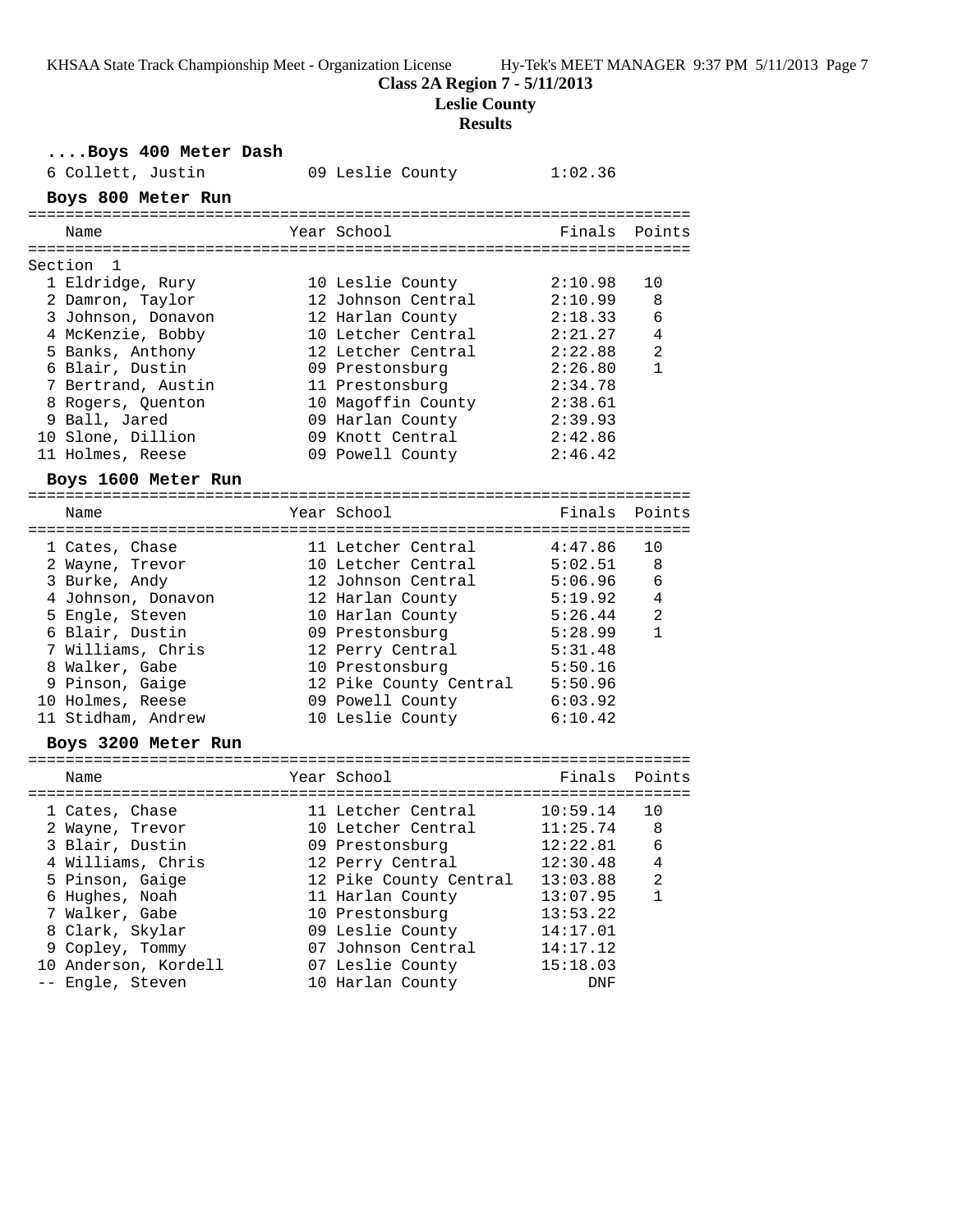**Class 2A Region 7 - 5/11/2013**

**Leslie County**

**Results**

### ....Boys 400 Meter Dash

| Place | Name | Year | School | Finals |
|---|---|---|---|---|
| 6 | Collett, Justin | 09 | Leslie County | 1:02.36 |

### Boys 800 Meter Run

| Place | Name | Year | School | Finals | Points |
|---|---|---|---|---|---|
| Section 1 | | | | | |
| 1 | Eldridge, Rury | 10 | Leslie County | 2:10.98 | 10 |
| 2 | Damron, Taylor | 12 | Johnson Central | 2:10.99 | 8 |
| 3 | Johnson, Donavon | 12 | Harlan County | 2:18.33 | 6 |
| 4 | McKenzie, Bobby | 10 | Letcher Central | 2:21.27 | 4 |
| 5 | Banks, Anthony | 12 | Letcher Central | 2:22.88 | 2 |
| 6 | Blair, Dustin | 09 | Prestonsburg | 2:26.80 | 1 |
| 7 | Bertrand, Austin | 11 | Prestonsburg | 2:34.78 | |
| 8 | Rogers, Quenton | 10 | Magoffin County | 2:38.61 | |
| 9 | Ball, Jared | 09 | Harlan County | 2:39.93 | |
| 10 | Slone, Dillion | 09 | Knott Central | 2:42.86 | |
| 11 | Holmes, Reese | 09 | Powell County | 2:46.42 | |

### Boys 1600 Meter Run

| Place | Name | Year | School | Finals | Points |
|---|---|---|---|---|---|
| 1 | Cates, Chase | 11 | Letcher Central | 4:47.86 | 10 |
| 2 | Wayne, Trevor | 10 | Letcher Central | 5:02.51 | 8 |
| 3 | Burke, Andy | 12 | Johnson Central | 5:06.96 | 6 |
| 4 | Johnson, Donavon | 12 | Harlan County | 5:19.92 | 4 |
| 5 | Engle, Steven | 10 | Harlan County | 5:26.44 | 2 |
| 6 | Blair, Dustin | 09 | Prestonsburg | 5:28.99 | 1 |
| 7 | Williams, Chris | 12 | Perry Central | 5:31.48 | |
| 8 | Walker, Gabe | 10 | Prestonsburg | 5:50.16 | |
| 9 | Pinson, Gaige | 12 | Pike County Central | 5:50.96 | |
| 10 | Holmes, Reese | 09 | Powell County | 6:03.92 | |
| 11 | Stidham, Andrew | 10 | Leslie County | 6:10.42 | |

### Boys 3200 Meter Run

| Place | Name | Year | School | Finals | Points |
|---|---|---|---|---|---|
| 1 | Cates, Chase | 11 | Letcher Central | 10:59.14 | 10 |
| 2 | Wayne, Trevor | 10 | Letcher Central | 11:25.74 | 8 |
| 3 | Blair, Dustin | 09 | Prestonsburg | 12:22.81 | 6 |
| 4 | Williams, Chris | 12 | Perry Central | 12:30.48 | 4 |
| 5 | Pinson, Gaige | 12 | Pike County Central | 13:03.88 | 2 |
| 6 | Hughes, Noah | 11 | Harlan County | 13:07.95 | 1 |
| 7 | Walker, Gabe | 10 | Prestonsburg | 13:53.22 | |
| 8 | Clark, Skylar | 09 | Leslie County | 14:17.01 | |
| 9 | Copley, Tommy | 07 | Johnson Central | 14:17.12 | |
| 10 | Anderson, Kordell | 07 | Leslie County | 15:18.03 | |
| -- | Engle, Steven | 10 | Harlan County | DNF | |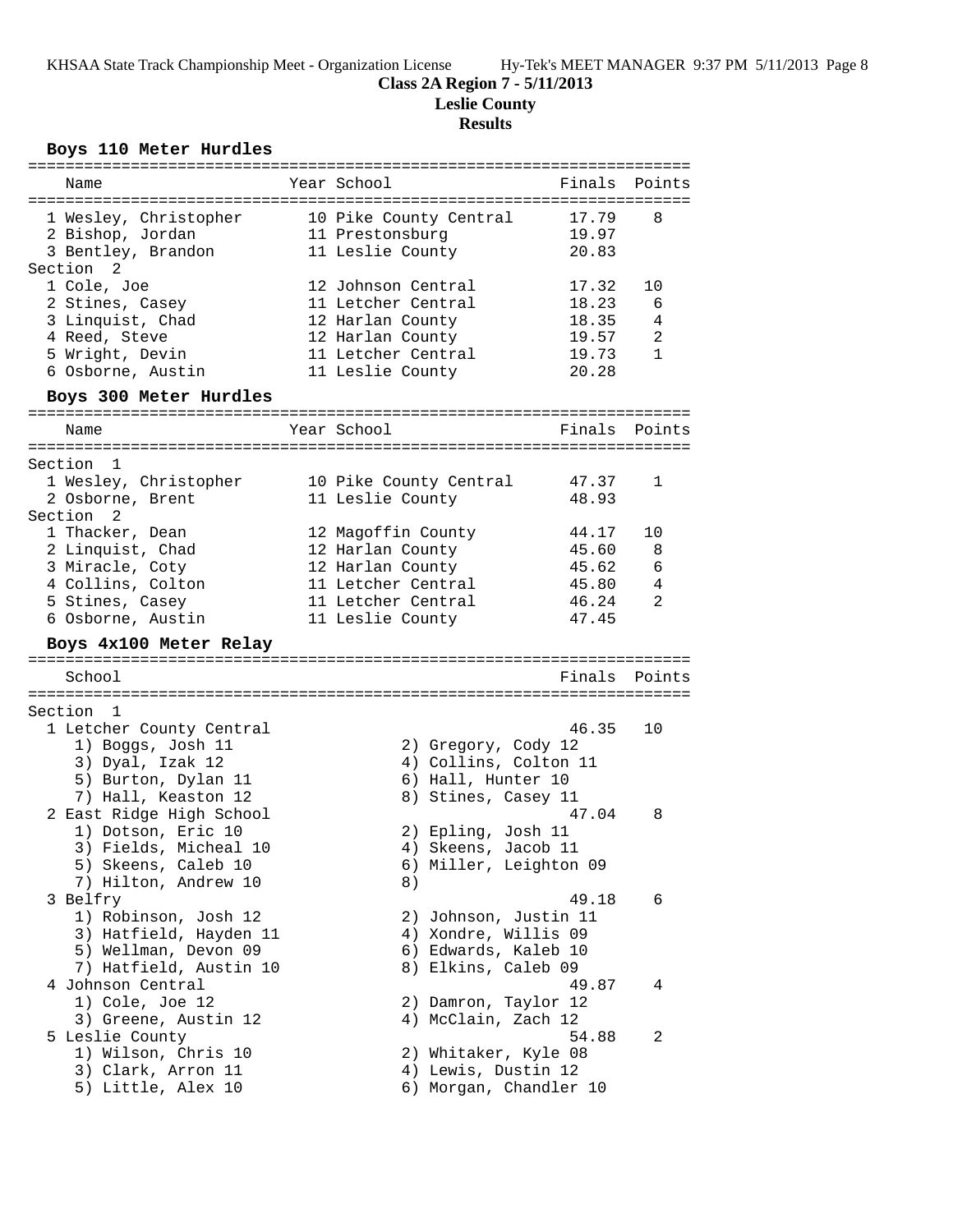KHSAA State Track Championship Meet - Organization License Hy-Tek's MEET MANAGER 9:37 PM 5/11/2013

**Class 2A Region 7 - 5/11/2013**
**Leslie County**
**Results**

## Boys 110 Meter Hurdles

| Name | Year | School | Finals | Points |
|---|---|---|---|---|
| 1 Wesley, Christopher | 10 | Pike County Central | 17.79 | 8 |
| 2 Bishop, Jordan | 11 | Prestonsburg | 19.97 | |
| 3 Bentley, Brandon | 11 | Leslie County | 20.83 | |
| **Section 2** | | | | |
| 1 Cole, Joe | 12 | Johnson Central | 17.32 | 10 |
| 2 Stines, Casey | 11 | Letcher Central | 18.23 | 6 |
| 3 Linquist, Chad | 12 | Harlan County | 18.35 | 4 |
| 4 Reed, Steve | 12 | Harlan County | 19.57 | 2 |
| 5 Wright, Devin | 11 | Letcher Central | 19.73 | 1 |
| 6 Osborne, Austin | 11 | Leslie County | 20.28 | |

## Boys 300 Meter Hurdles

| Name | Year | School | Finals | Points |
|---|---|---|---|---|
| **Section 1** | | | | |
| 1 Wesley, Christopher | 10 | Pike County Central | 47.37 | 1 |
| 2 Osborne, Brent | 11 | Leslie County | 48.93 | |
| **Section 2** | | | | |
| 1 Thacker, Dean | 12 | Magoffin County | 44.17 | 10 |
| 2 Linquist, Chad | 12 | Harlan County | 45.60 | 8 |
| 3 Miracle, Coty | 12 | Harlan County | 45.62 | 6 |
| 4 Collins, Colton | 11 | Letcher Central | 45.80 | 4 |
| 5 Stines, Casey | 11 | Letcher Central | 46.24 | 2 |
| 6 Osborne, Austin | 11 | Leslie County | 47.45 | |

## Boys 4x100 Meter Relay

| School | Finals | Points |
|---|---|---|
| **Section 1** | | |
| 1 Letcher County Central | 46.35 | 10 |
| 1) Boggs, Josh 11; 2) Gregory, Cody 12; 3) Dyal, Izak 12; 4) Collins, Colton 11; 5) Burton, Dylan 11; 6) Hall, Hunter 10; 7) Hall, Keaston 12; 8) Stines, Casey 11 | | |
| 2 East Ridge High School | 47.04 | 8 |
| 1) Dotson, Eric 10; 2) Epling, Josh 11; 3) Fields, Micheal 10; 4) Skeens, Jacob 11; 5) Skeens, Caleb 10; 6) Miller, Leighton 09; 7) Hilton, Andrew 10; 8) | | |
| 3 Belfry | 49.18 | 6 |
| 1) Robinson, Josh 12; 2) Johnson, Justin 11; 3) Hatfield, Hayden 11; 4) Xondre, Willis 09; 5) Wellman, Devon 09; 6) Edwards, Kaleb 10; 7) Hatfield, Austin 10; 8) Elkins, Caleb 09 | | |
| 4 Johnson Central | 49.87 | 4 |
| 1) Cole, Joe 12; 2) Damron, Taylor 12; 3) Greene, Austin 12; 4) McClain, Zach 12 | | |
| 5 Leslie County | 54.88 | 2 |
| 1) Wilson, Chris 10; 2) Whitaker, Kyle 08; 3) Clark, Arron 11; 4) Lewis, Dustin 12; 5) Little, Alex 10; 6) Morgan, Chandler 10 | | |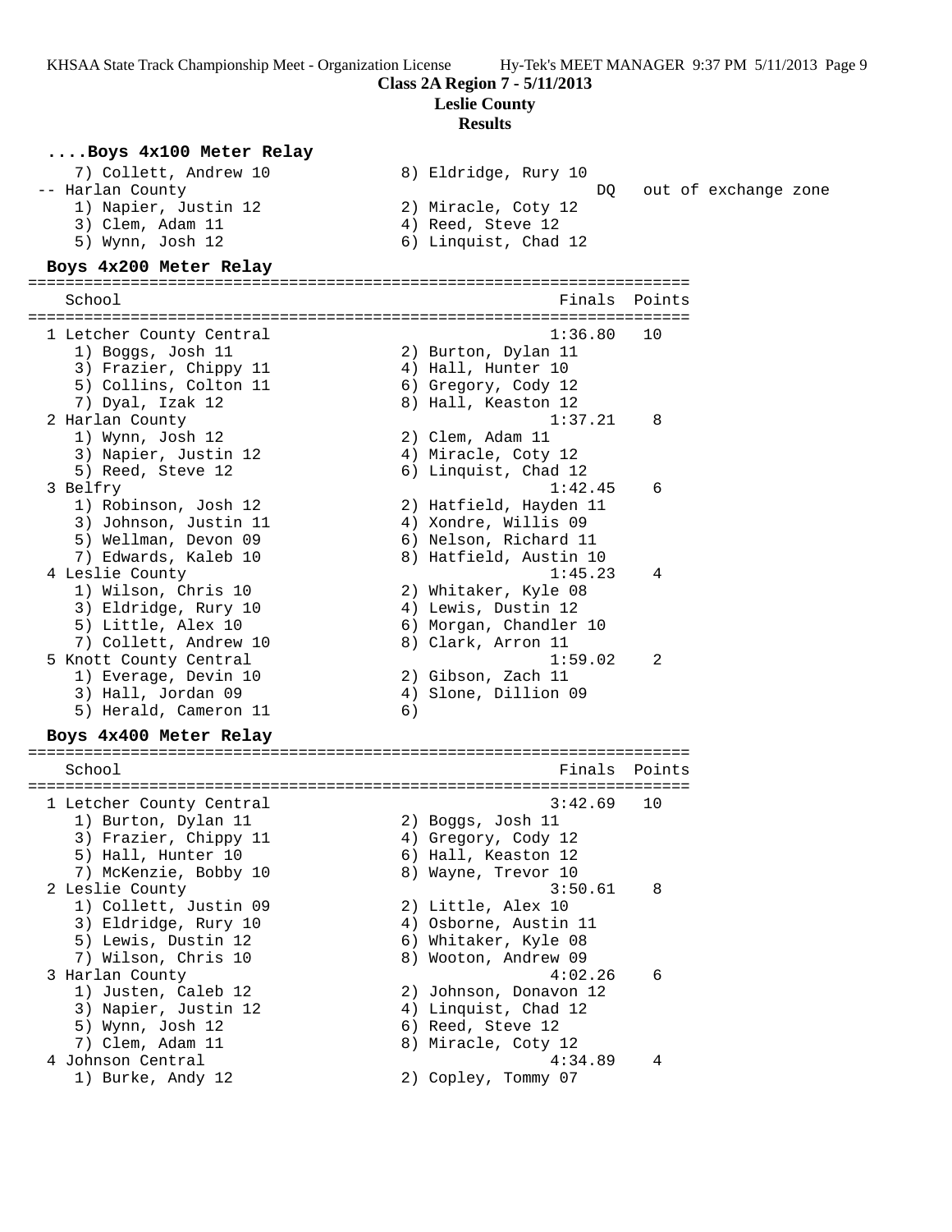**Class 2A Region 7 - 5/11/2013**
**Leslie County**
**Results**

### ....Boys 4x100 Meter Relay

```
    7) Collett, Andrew 10              8) Eldridge, Rury 10
 -- Harlan County                                       DQ   out of exchange zone
    1) Napier, Justin 12               2) Miracle, Coty 12
    3) Clem, Adam 11                   4) Reed, Steve 12
    5) Wynn, Josh 12                   6) Linquist, Chad 12
```

### Boys 4x200 Meter Relay

```
=======================================================================
    School                                               Finals  Points
=======================================================================
  1 Letcher County Central                              1:36.80   10
    1) Boggs, Josh 11                  2) Burton, Dylan 11
    3) Frazier, Chippy 11              4) Hall, Hunter 10
    5) Collins, Colton 11              6) Gregory, Cody 12
    7) Dyal, Izak 12                   8) Hall, Keaston 12
  2 Harlan County                                       1:37.21    8
    1) Wynn, Josh 12                   2) Clem, Adam 11
    3) Napier, Justin 12               4) Miracle, Coty 12
    5) Reed, Steve 12                  6) Linquist, Chad 12
  3 Belfry                                              1:42.45    6
    1) Robinson, Josh 12               2) Hatfield, Hayden 11
    3) Johnson, Justin 11              4) Xondre, Willis 09
    5) Wellman, Devon 09               6) Nelson, Richard 11
    7) Edwards, Kaleb 10               8) Hatfield, Austin 10
  4 Leslie County                                       1:45.23    4
    1) Wilson, Chris 10                2) Whitaker, Kyle 08
    3) Eldridge, Rury 10               4) Lewis, Dustin 12
    5) Little, Alex 10                 6) Morgan, Chandler 10
    7) Collett, Andrew 10              8) Clark, Arron 11
  5 Knott County Central                                1:59.02    2
    1) Everage, Devin 10               2) Gibson, Zach 11
    3) Hall, Jordan 09                 4) Slone, Dillion 09
    5) Herald, Cameron 11              6)
```

### Boys 4x400 Meter Relay

```
=======================================================================
    School                                               Finals  Points
=======================================================================
  1 Letcher County Central                              3:42.69   10
    1) Burton, Dylan 11                2) Boggs, Josh 11
    3) Frazier, Chippy 11              4) Gregory, Cody 12
    5) Hall, Hunter 10                 6) Hall, Keaston 12
    7) McKenzie, Bobby 10              8) Wayne, Trevor 10
  2 Leslie County                                       3:50.61    8
    1) Collett, Justin 09              2) Little, Alex 10
    3) Eldridge, Rury 10               4) Osborne, Austin 11
    5) Lewis, Dustin 12                6) Whitaker, Kyle 08
    7) Wilson, Chris 10                8) Wooton, Andrew 09
  3 Harlan County                                       4:02.26    6
    1) Justen, Caleb 12                2) Johnson, Donavon 12
    3) Napier, Justin 12               4) Linquist, Chad 12
    5) Wynn, Josh 12                   6) Reed, Steve 12
    7) Clem, Adam 11                   8) Miracle, Coty 12
  4 Johnson Central                                     4:34.89    4
    1) Burke, Andy 12                  2) Copley, Tommy 07
```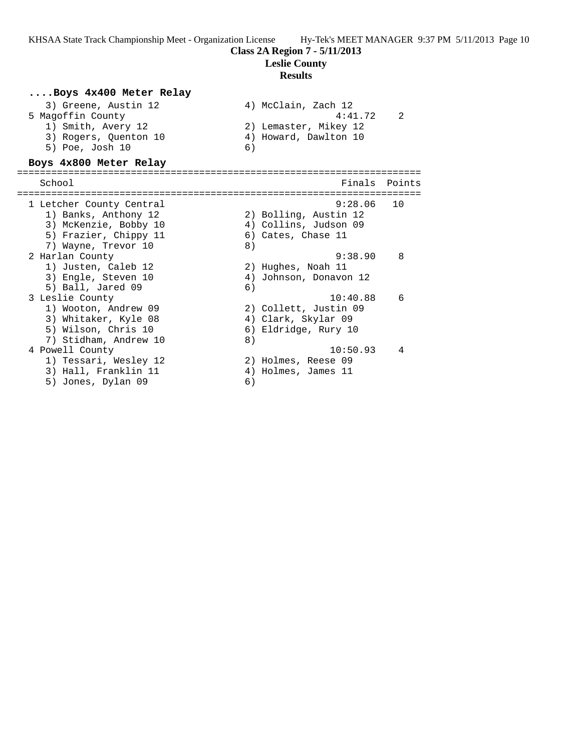**Class 2A Region 7 - 5/11/2013**

**Leslie County**

**Results**

### ....Boys 4x400 Meter Relay

```
   3) Greene, Austin 12             4) McClain, Zach 12
 5 Magoffin County                              4:41.72    2
   1) Smith, Avery 12               2) Lemaster, Mikey 12
   3) Rogers, Quenton 10            4) Howard, Dawlton 10
   5) Poe, Josh 10                  6)
```

### Boys 4x800 Meter Relay

```
=======================================================================
   School                                            Finals  Points
=======================================================================
 1 Letcher County Central                           9:28.06   10
   1) Banks, Anthony 12             2) Bolling, Austin 12
   3) McKenzie, Bobby 10            4) Collins, Judson 09
   5) Frazier, Chippy 11            6) Cates, Chase 11
   7) Wayne, Trevor 10              8)
 2 Harlan County                                    9:38.90    8
   1) Justen, Caleb 12              2) Hughes, Noah 11
   3) Engle, Steven 10              4) Johnson, Donavon 12
   5) Ball, Jared 09                6)
 3 Leslie County                                   10:40.88    6
   1) Wooton, Andrew 09             2) Collett, Justin 09
   3) Whitaker, Kyle 08             4) Clark, Skylar 09
   5) Wilson, Chris 10              6) Eldridge, Rury 10
   7) Stidham, Andrew 10            8)
 4 Powell County                                   10:50.93    4
   1) Tessari, Wesley 12            2) Holmes, Reese 09
   3) Hall, Franklin 11             4) Holmes, James 11
   5) Jones, Dylan 09               6)
```